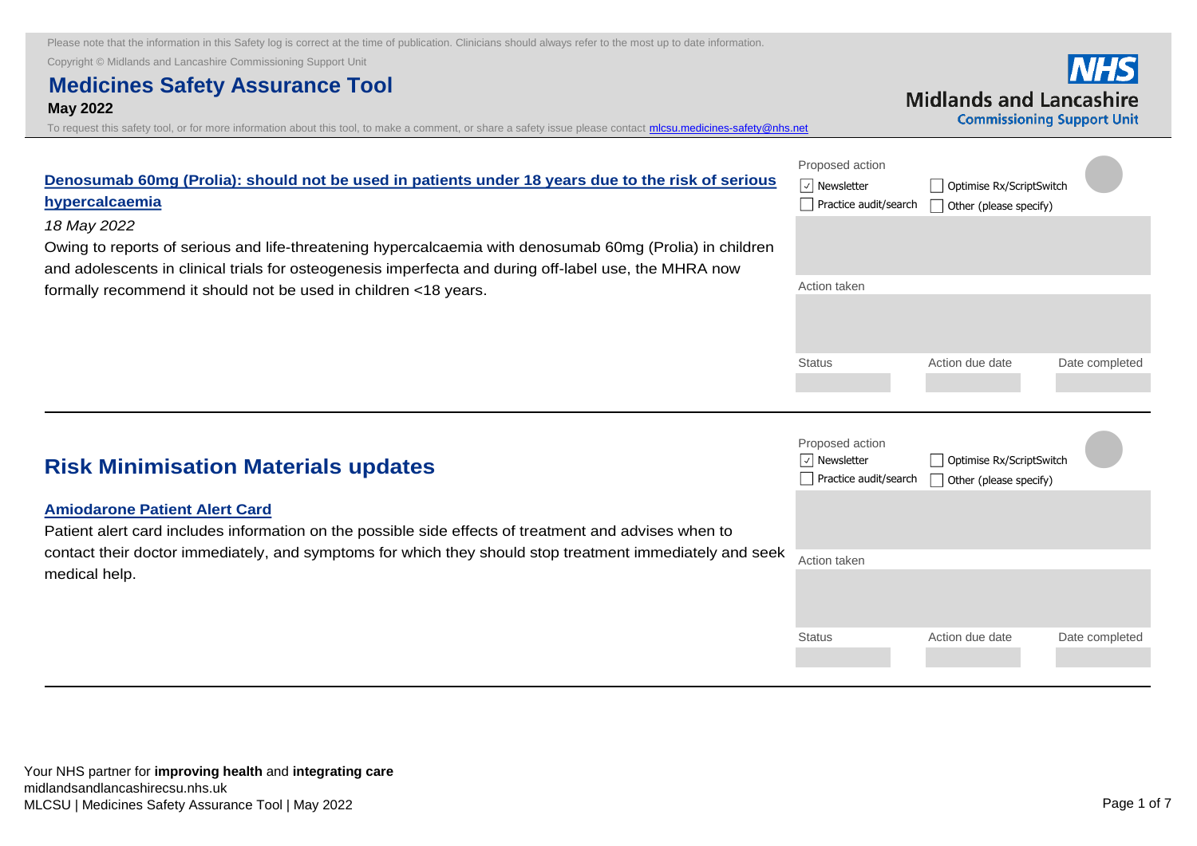Please note that the information in this Safety log is correct at the time of publication. Clinicians should always refer to the most up to date information.

Copyright © Midlands and Lancashire Commissioning Support Unit

# Medicines Safety Assurance Tool

**May 2022**

To request this safety tool, or for more information about this tool, to make a comment, or share a safety issue please contact mlcsu.medicines-safety@nhs.net

NHS Midlands and Lancashire Commissioning Support Unit

### Denosumab 60mg (Prolia): should not be used in patients under 18 years due to the risk of serious hypercalcaemia

*18 May 2022*

Owing to reports of serious and life-threatening hypercalcaemia with denosumab 60mg (Prolia) in children and adolescents in clinical trials for osteogenesis imperfecta and during off-label use, the MHRA now formally recommend it should not be used in children <18 years.

Proposed action
- [x] Newsletter
- [ ] Practice audit/search
- [ ] Optimise Rx/ScriptSwitch
- [ ] Other (please specify)

Action taken

| Status | Action due date | Date completed |
|---|---|---|
| | | |

## Risk Minimisation Materials updates

### Amiodarone Patient Alert Card

Patient alert card includes information on the possible side effects of treatment and advises when to contact their doctor immediately, and symptoms for which they should stop treatment immediately and seek medical help.

Proposed action
- [x] Newsletter
- [ ] Practice audit/search
- [ ] Optimise Rx/ScriptSwitch
- [ ] Other (please specify)

Action taken

| Status | Action due date | Date completed |
|---|---|---|
| | | |

Your NHS partner for **improving health** and **integrating care**
midlandsandlancashirecsu.nhs.uk
MLCSU | Medicines Safety Assurance Tool | May 2022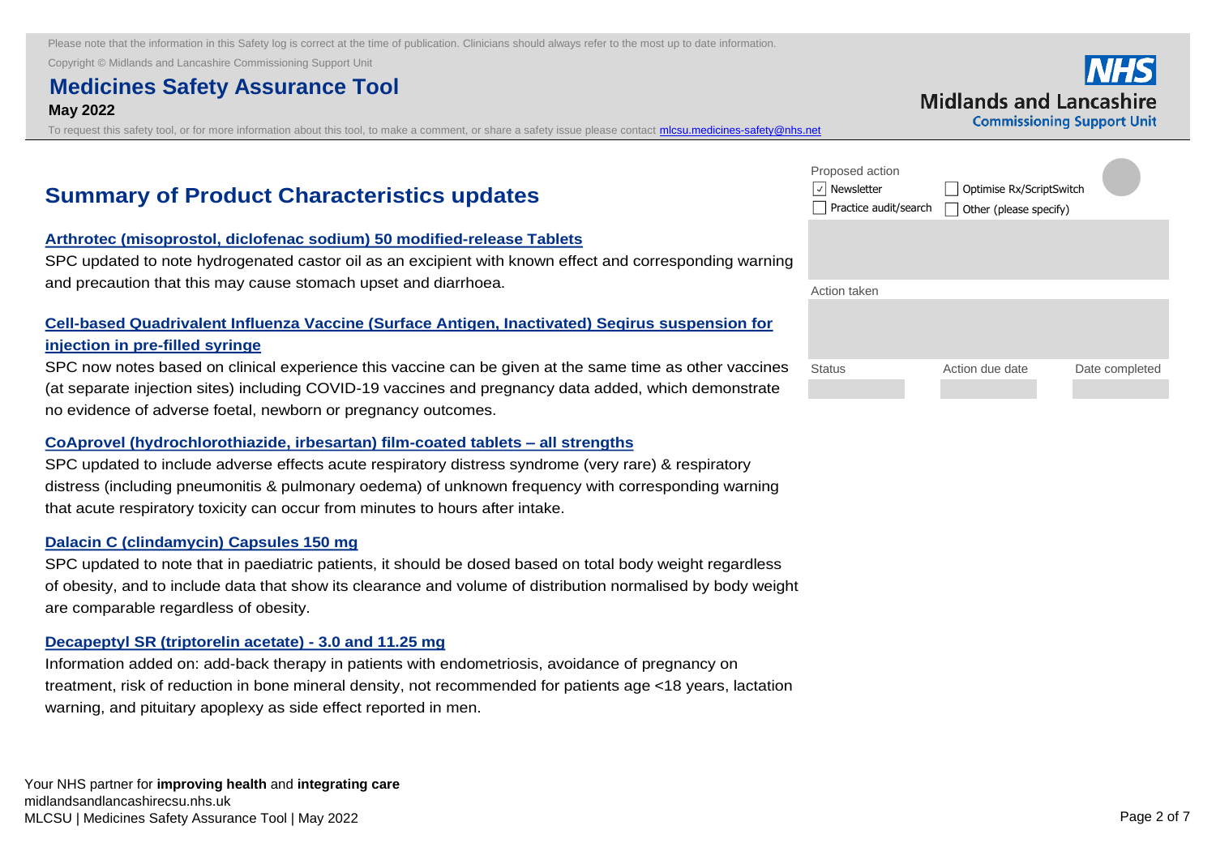Please note that the information in this Safety log is correct at the time of publication. Clinicians should always refer to the most up to date information.

Copyright © Midlands and Lancashire Commissioning Support Unit

# Medicines Safety Assurance Tool

**May 2022**

To request this safety tool, or for more information about this tool, to make a comment, or share a safety issue please contact mlcsu.medicines-safety@nhs.net

## Summary of Product Characteristics updates

### Arthrotec (misoprostol, diclofenac sodium) 50 modified-release Tablets

SPC updated to note hydrogenated castor oil as an excipient with known effect and corresponding warning and precaution that this may cause stomach upset and diarrhoea.

### Cell-based Quadrivalent Influenza Vaccine (Surface Antigen, Inactivated) Seqirus suspension for injection in pre-filled syringe

SPC now notes based on clinical experience this vaccine can be given at the same time as other vaccines (at separate injection sites) including COVID-19 vaccines and pregnancy data added, which demonstrate no evidence of adverse foetal, newborn or pregnancy outcomes.

### CoAprovel (hydrochlorothiazide, irbesartan) film-coated tablets – all strengths

SPC updated to include adverse effects acute respiratory distress syndrome (very rare) & respiratory distress (including pneumonitis & pulmonary oedema) of unknown frequency with corresponding warning that acute respiratory toxicity can occur from minutes to hours after intake.

### Dalacin C (clindamycin) Capsules 150 mg

SPC updated to note that in paediatric patients, it should be dosed based on total body weight regardless of obesity, and to include data that show its clearance and volume of distribution normalised by body weight are comparable regardless of obesity.

### Decapeptyl SR (triptorelin acetate) - 3.0 and 11.25 mg

Information added on: add-back therapy in patients with endometriosis, avoidance of pregnancy on treatment, risk of reduction in bone mineral density, not recommended for patients age <18 years, lactation warning, and pituitary apoplexy as side effect reported in men.

Proposed action

- [x] Newsletter
- [ ] Optimise Rx/ScriptSwitch
- [ ] Practice audit/search
- [ ] Other (please specify)

Action taken

| Status | Action due date | Date completed |
|---|---|---|
| | | |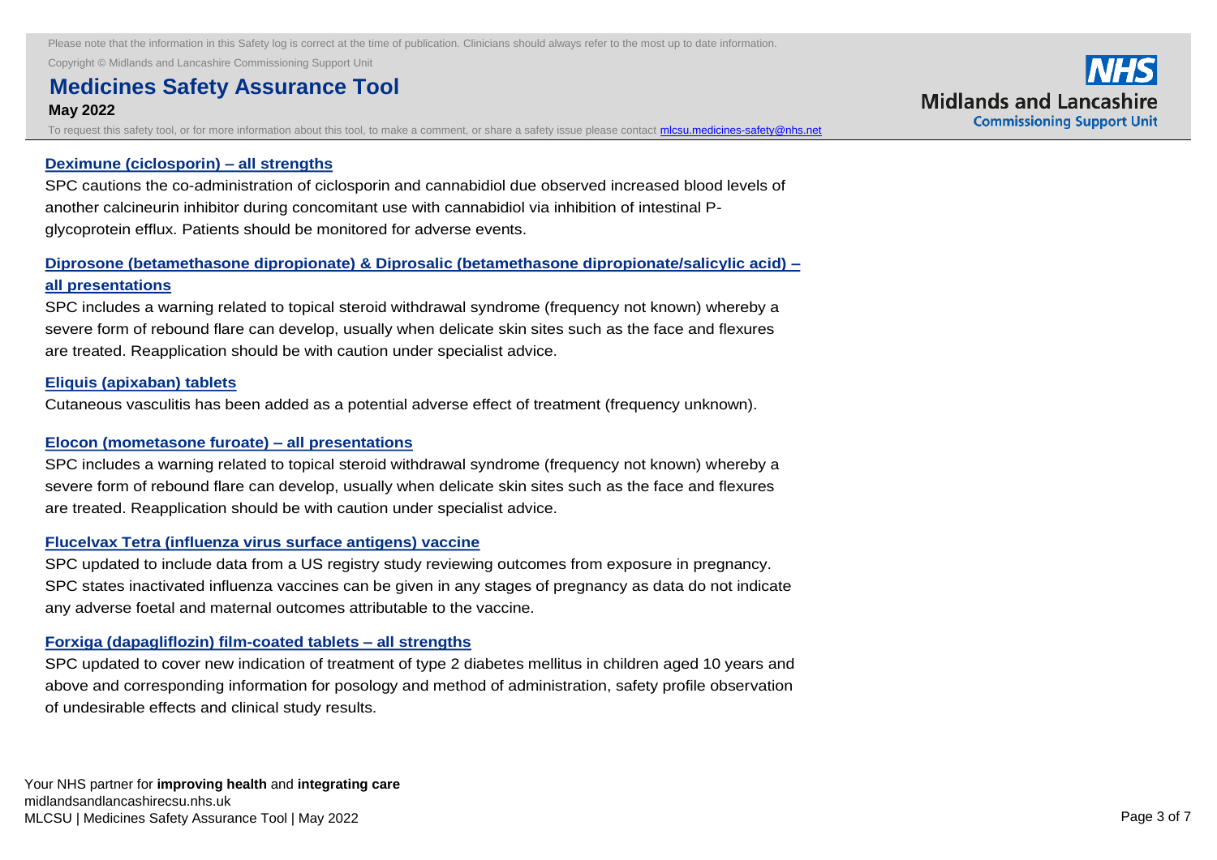### Deximune (ciclosporin) – all strengths

SPC cautions the co-administration of ciclosporin and cannabidiol due observed increased blood levels of another calcineurin inhibitor during concomitant use with cannabidiol via inhibition of intestinal P-glycoprotein efflux. Patients should be monitored for adverse events.

### Diprosone (betamethasone dipropionate) & Diprosalic (betamethasone dipropionate/salicylic acid) – all presentations

SPC includes a warning related to topical steroid withdrawal syndrome (frequency not known) whereby a severe form of rebound flare can develop, usually when delicate skin sites such as the face and flexures are treated. Reapplication should be with caution under specialist advice.

### Eliquis (apixaban) tablets

Cutaneous vasculitis has been added as a potential adverse effect of treatment (frequency unknown).

### Elocon (mometasone furoate) – all presentations

SPC includes a warning related to topical steroid withdrawal syndrome (frequency not known) whereby a severe form of rebound flare can develop, usually when delicate skin sites such as the face and flexures are treated. Reapplication should be with caution under specialist advice.

### Flucelvax Tetra (influenza virus surface antigens) vaccine

SPC updated to include data from a US registry study reviewing outcomes from exposure in pregnancy. SPC states inactivated influenza vaccines can be given in any stages of pregnancy as data do not indicate any adverse foetal and maternal outcomes attributable to the vaccine.

### Forxiga (dapagliflozin) film-coated tablets – all strengths

SPC updated to cover new indication of treatment of type 2 diabetes mellitus in children aged 10 years and above and corresponding information for posology and method of administration, safety profile observation of undesirable effects and clinical study results.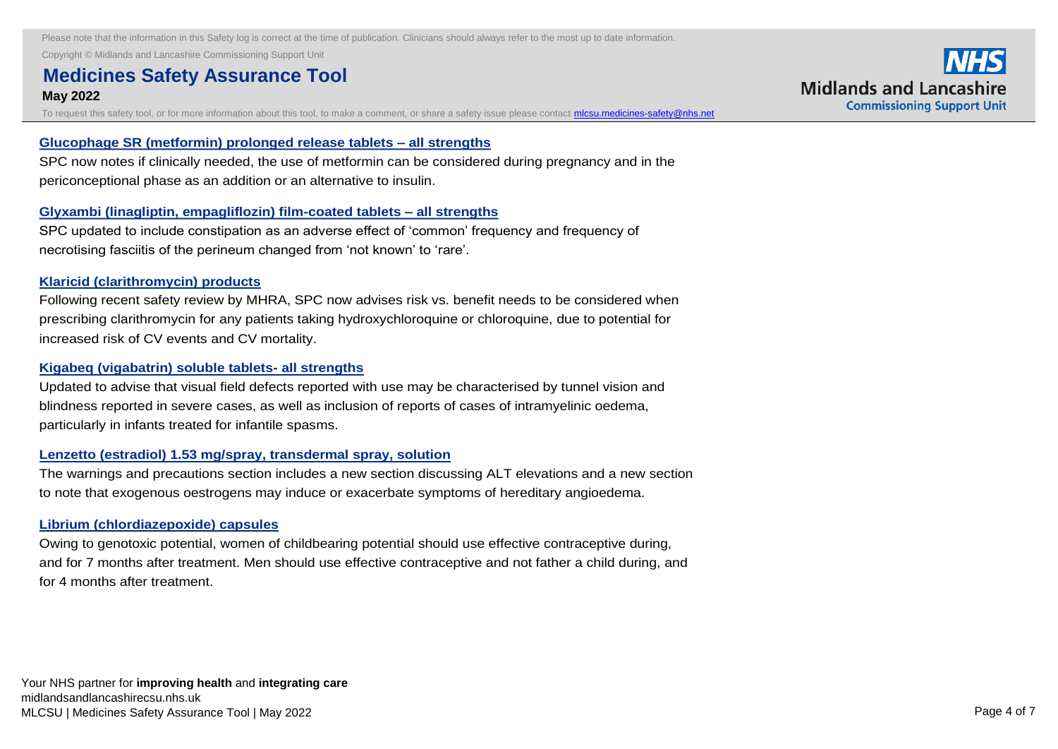### Glucophage SR (metformin) prolonged release tablets – all strengths

SPC now notes if clinically needed, the use of metformin can be considered during pregnancy and in the periconceptional phase as an addition or an alternative to insulin.

### Glyxambi (linagliptin, empagliflozin) film-coated tablets – all strengths

SPC updated to include constipation as an adverse effect of 'common' frequency and frequency of necrotising fasciitis of the perineum changed from 'not known' to 'rare'.

### Klaricid (clarithromycin) products

Following recent safety review by MHRA, SPC now advises risk vs. benefit needs to be considered when prescribing clarithromycin for any patients taking hydroxychloroquine or chloroquine, due to potential for increased risk of CV events and CV mortality.

### Kigabeq (vigabatrin) soluble tablets- all strengths

Updated to advise that visual field defects reported with use may be characterised by tunnel vision and blindness reported in severe cases, as well as inclusion of reports of cases of intramyelinic oedema, particularly in infants treated for infantile spasms.

### Lenzetto (estradiol) 1.53 mg/spray, transdermal spray, solution

The warnings and precautions section includes a new section discussing ALT elevations and a new section to note that exogenous oestrogens may induce or exacerbate symptoms of hereditary angioedema.

### Librium (chlordiazepoxide) capsules

Owing to genotoxic potential, women of childbearing potential should use effective contraceptive during, and for 7 months after treatment. Men should use effective contraceptive and not father a child during, and for 4 months after treatment.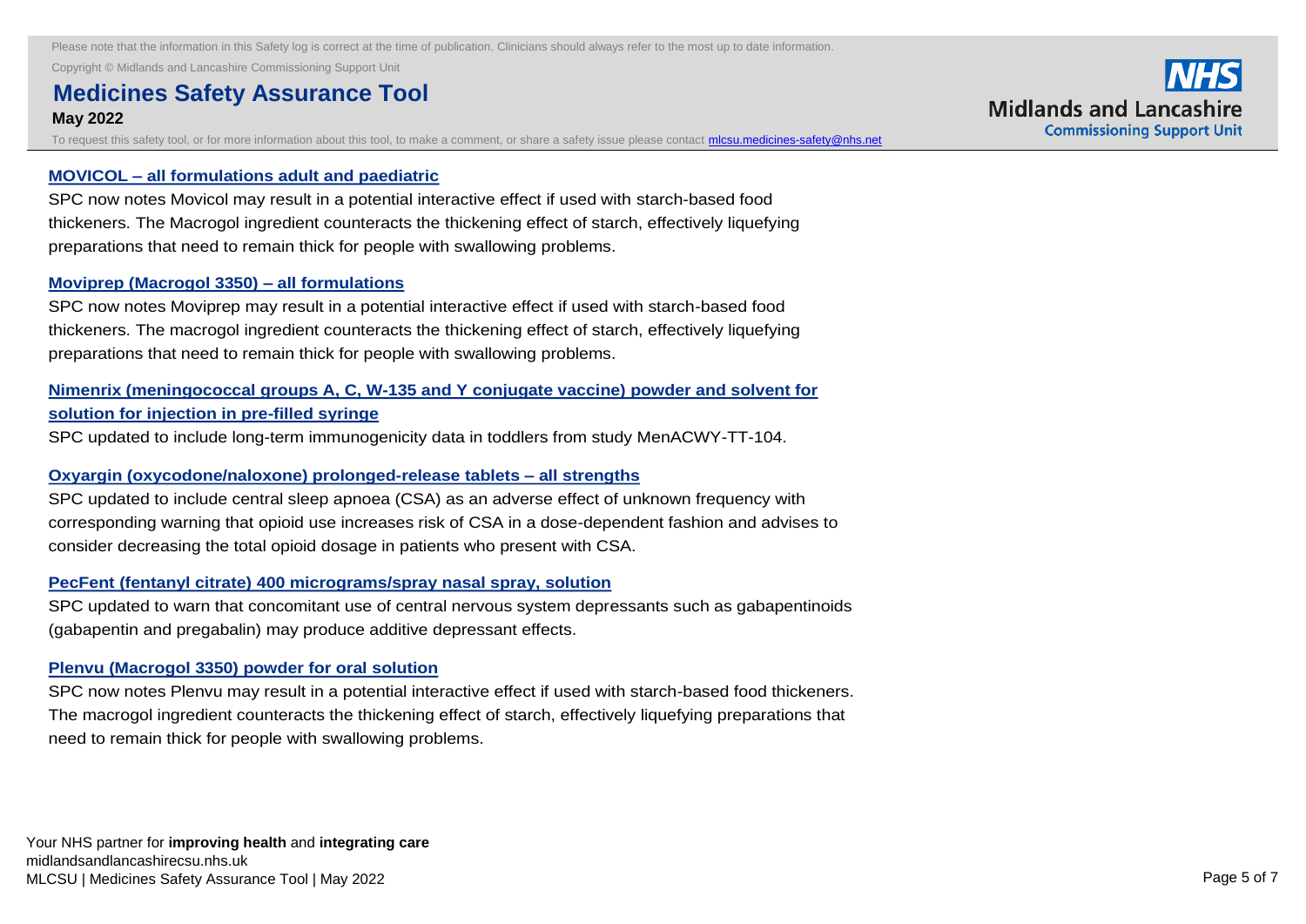### MOVICOL – all formulations adult and paediatric

SPC now notes Movicol may result in a potential interactive effect if used with starch-based food thickeners. The Macrogol ingredient counteracts the thickening effect of starch, effectively liquefying preparations that need to remain thick for people with swallowing problems.

### Moviprep (Macrogol 3350) – all formulations

SPC now notes Moviprep may result in a potential interactive effect if used with starch-based food thickeners. The macrogol ingredient counteracts the thickening effect of starch, effectively liquefying preparations that need to remain thick for people with swallowing problems.

### Nimenrix (meningococcal groups A, C, W-135 and Y conjugate vaccine) powder and solvent for solution for injection in pre-filled syringe

SPC updated to include long-term immunogenicity data in toddlers from study MenACWY-TT-104.

### Oxyargin (oxycodone/naloxone) prolonged-release tablets – all strengths

SPC updated to include central sleep apnoea (CSA) as an adverse effect of unknown frequency with corresponding warning that opioid use increases risk of CSA in a dose-dependent fashion and advises to consider decreasing the total opioid dosage in patients who present with CSA.

### PecFent (fentanyl citrate) 400 micrograms/spray nasal spray, solution

SPC updated to warn that concomitant use of central nervous system depressants such as gabapentinoids (gabapentin and pregabalin) may produce additive depressant effects.

### Plenvu (Macrogol 3350) powder for oral solution

SPC now notes Plenvu may result in a potential interactive effect if used with starch-based food thickeners. The macrogol ingredient counteracts the thickening effect of starch, effectively liquefying preparations that need to remain thick for people with swallowing problems.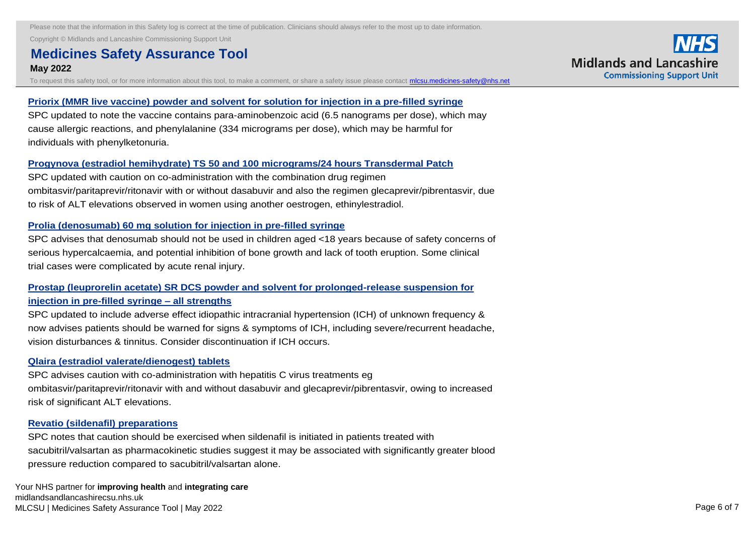**Priorix (MMR live vaccine) powder and solvent for solution for injection in a pre-filled syringe**

SPC updated to note the vaccine contains para-aminobenzoic acid (6.5 nanograms per dose), which may cause allergic reactions, and phenylalanine (334 micrograms per dose), which may be harmful for individuals with phenylketonuria.

**Progynova (estradiol hemihydrate) TS 50 and 100 micrograms/24 hours Transdermal Patch**

SPC updated with caution on co-administration with the combination drug regimen ombitasvir/paritaprevir/ritonavir with or without dasabuvir and also the regimen glecaprevir/pibrentasvir, due to risk of ALT elevations observed in women using another oestrogen, ethinylestradiol.

**Prolia (denosumab) 60 mg solution for injection in pre-filled syringe**

SPC advises that denosumab should not be used in children aged <18 years because of safety concerns of serious hypercalcaemia, and potential inhibition of bone growth and lack of tooth eruption. Some clinical trial cases were complicated by acute renal injury.

**Prostap (leuprorelin acetate) SR DCS powder and solvent for prolonged-release suspension for injection in pre-filled syringe – all strengths**

SPC updated to include adverse effect idiopathic intracranial hypertension (ICH) of unknown frequency & now advises patients should be warned for signs & symptoms of ICH, including severe/recurrent headache, vision disturbances & tinnitus. Consider discontinuation if ICH occurs.

**Qlaira (estradiol valerate/dienogest) tablets**

SPC advises caution with co-administration with hepatitis C virus treatments eg ombitasvir/paritaprevir/ritonavir with and without dasabuvir and glecaprevir/pibrentasvir, owing to increased risk of significant ALT elevations.

**Revatio (sildenafil) preparations**

SPC notes that caution should be exercised when sildenafil is initiated in patients treated with sacubitril/valsartan as pharmacokinetic studies suggest it may be associated with significantly greater blood pressure reduction compared to sacubitril/valsartan alone.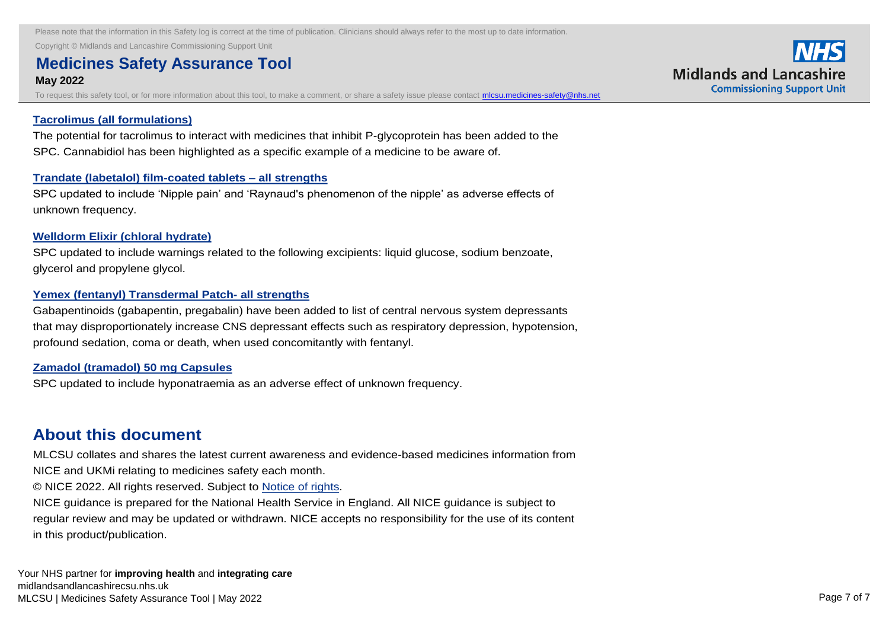### Tacrolimus (all formulations)

The potential for tacrolimus to interact with medicines that inhibit P-glycoprotein has been added to the SPC. Cannabidiol has been highlighted as a specific example of a medicine to be aware of.

### Trandate (labetalol) film-coated tablets – all strengths

SPC updated to include 'Nipple pain' and 'Raynaud's phenomenon of the nipple' as adverse effects of unknown frequency.

### Welldorm Elixir (chloral hydrate)

SPC updated to include warnings related to the following excipients: liquid glucose, sodium benzoate, glycerol and propylene glycol.

### Yemex (fentanyl) Transdermal Patch- all strengths

Gabapentinoids (gabapentin, pregabalin) have been added to list of central nervous system depressants that may disproportionately increase CNS depressant effects such as respiratory depression, hypotension, profound sedation, coma or death, when used concomitantly with fentanyl.

### Zamadol (tramadol) 50 mg Capsules

SPC updated to include hyponatraemia as an adverse effect of unknown frequency.

## About this document

MLCSU collates and shares the latest current awareness and evidence-based medicines information from NICE and UKMi relating to medicines safety each month.

© NICE 2022. All rights reserved. Subject to Notice of rights.

NICE guidance is prepared for the National Health Service in England. All NICE guidance is subject to regular review and may be updated or withdrawn. NICE accepts no responsibility for the use of its content in this product/publication.